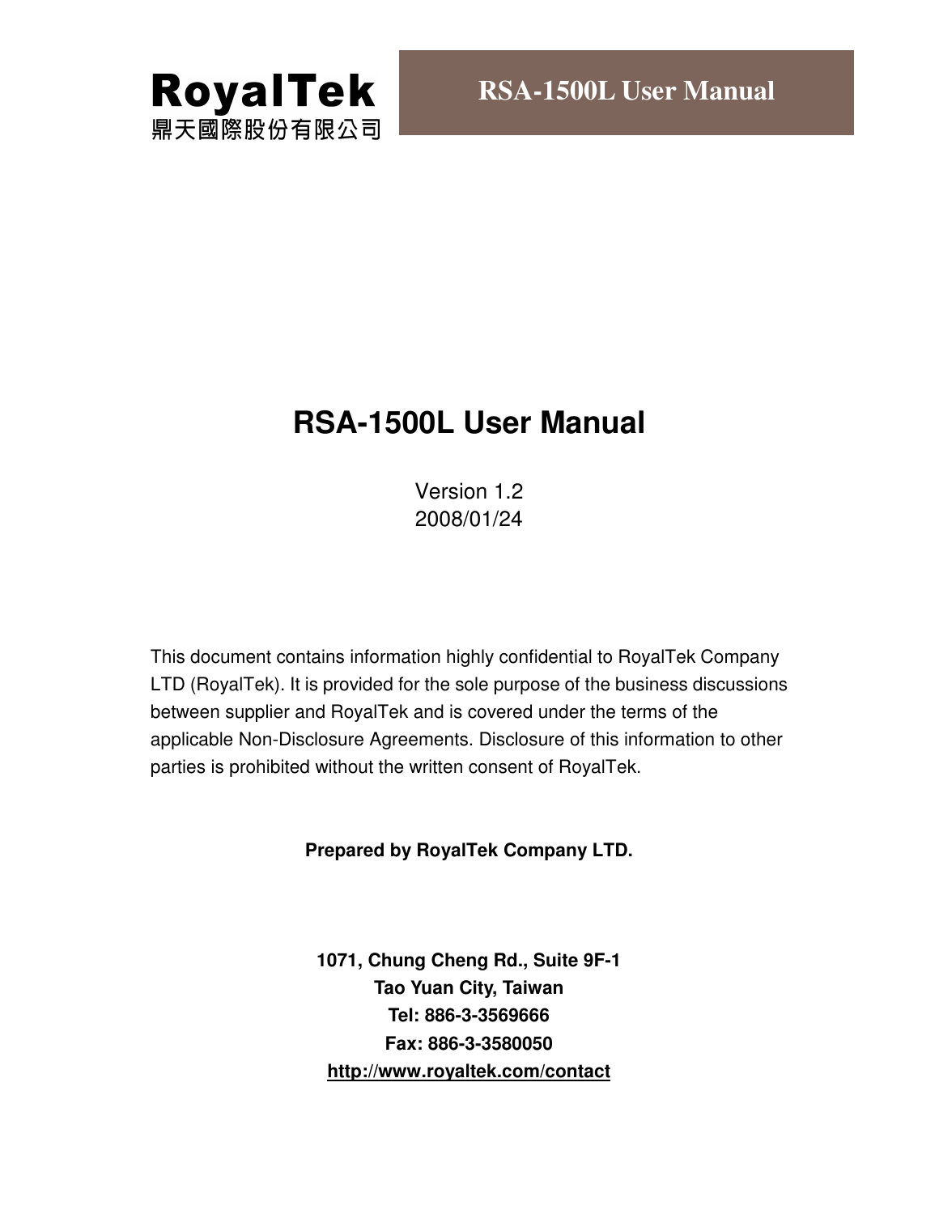# RSA-1500L User Manual

Version 1.2
2008/01/24

This document contains information highly confidential to RoyalTek Company LTD (RoyalTek). It is provided for the sole purpose of the business discussions between supplier and RoyalTek and is covered under the terms of the applicable Non-Disclosure Agreements. Disclosure of this information to other parties is prohibited without the written consent of RoyalTek.

**Prepared by RoyalTek Company LTD.**

**1071, Chung Cheng Rd., Suite 9F-1**
**Tao Yuan City, Taiwan**
**Tel: 886-3-3569666**
**Fax: 886-3-3580050**
**http://www.royaltek.com/contact**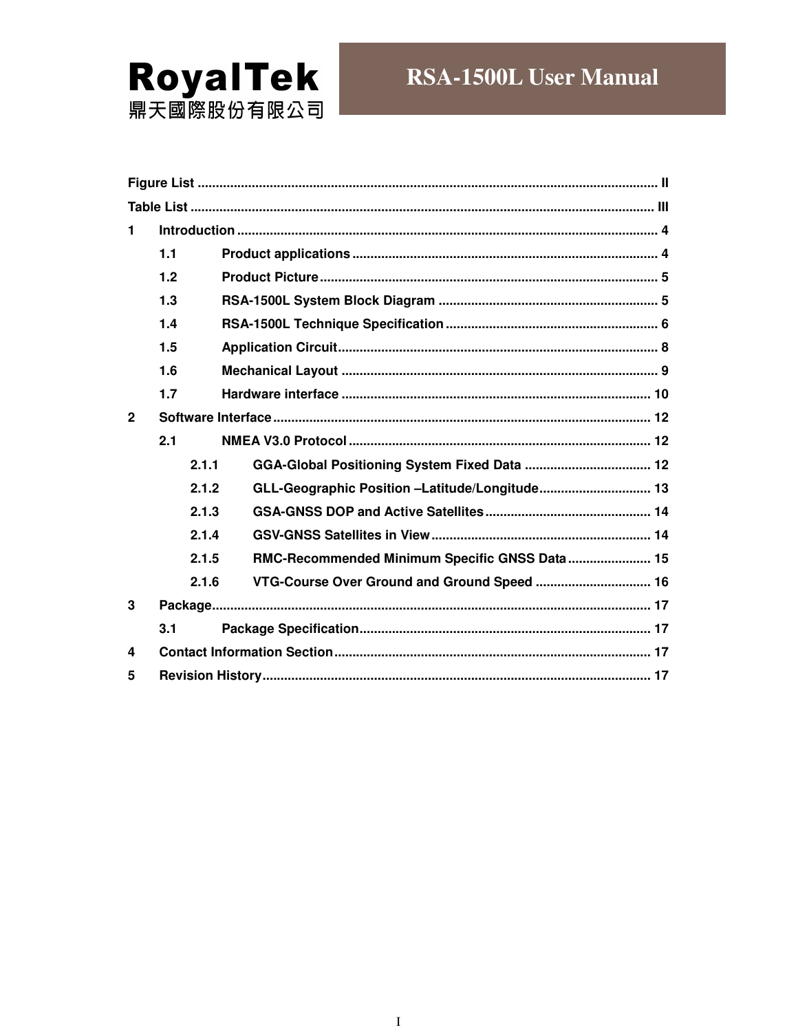Figure List ............................................................................................................................ II

Table List ............................................................................................................................. III

1 Introduction .................................................................................................................. 4

 1.1 Product applications .................................................................................... 4

 1.2 Product Picture ............................................................................................ 5

 1.3 RSA-1500L System Block Diagram ............................................................ 5

 1.4 RSA-1500L Technique Specification .......................................................... 6

 1.5 Application Circuit ....................................................................................... 8

 1.6 Mechanical Layout ...................................................................................... 9

 1.7 Hardware interface .................................................................................... 10

2 Software Interface ....................................................................................................... 12

 2.1 NMEA V3.0 Protocol .................................................................................. 12

  2.1.1 GGA-Global Positioning System Fixed Data ................................... 12

  2.1.2 GLL-Geographic Position –Latitude/Longitude ............................... 13

  2.1.3 GSA-GNSS DOP and Active Satellites ............................................. 14

  2.1.4 GSV-GNSS Satellites in View ............................................................ 14

  2.1.5 RMC-Recommended Minimum Specific GNSS Data ....................... 15

  2.1.6 VTG-Course Over Ground and Ground Speed ................................ 16

3 Package ....................................................................................................................... 17

 3.1 Package Specification ................................................................................ 17

4 Contact Information Section ...................................................................................... 17

5 Revision History .......................................................................................................... 17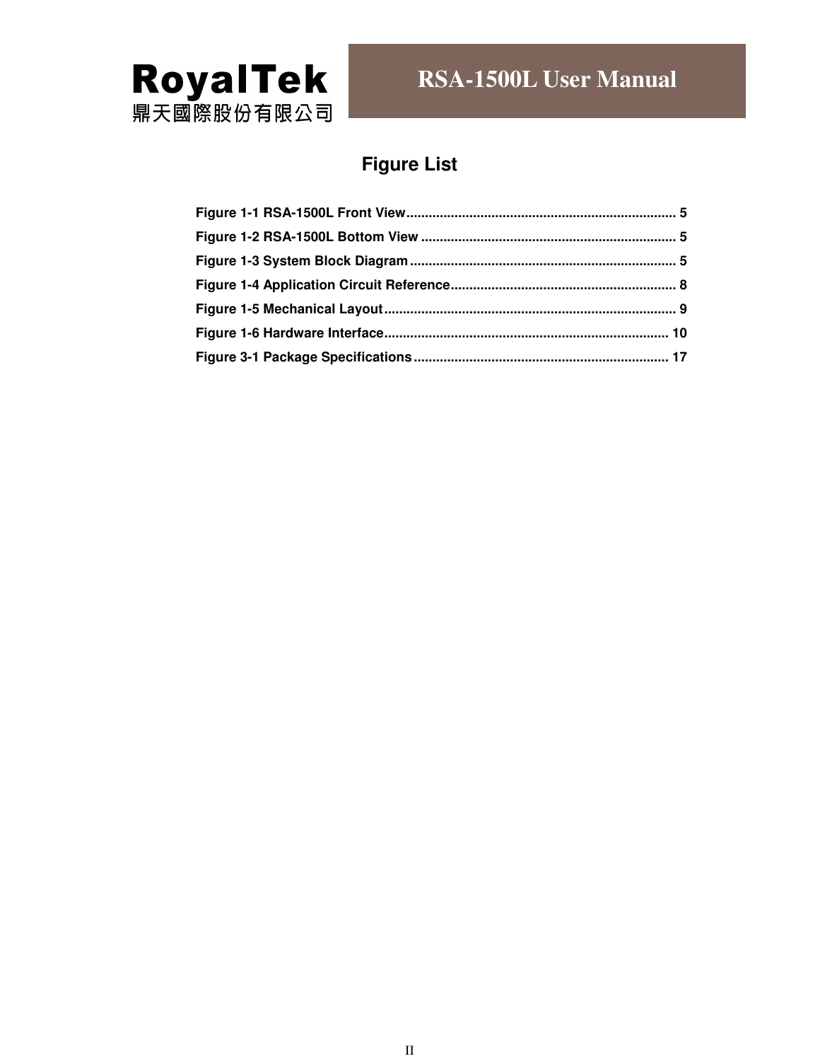# Figure List

**Figure 1-1 RSA-1500L Front View........................................................................ 5**
**Figure 1-2 RSA-1500L Bottom View .................................................................... 5**
**Figure 1-3 System Block Diagram ....................................................................... 5**
**Figure 1-4 Application Circuit Reference............................................................ 8**
**Figure 1-5 Mechanical Layout ............................................................................. 9**
**Figure 1-6 Hardware Interface............................................................................ 10**
**Figure 3-1 Package Specifications .................................................................... 17**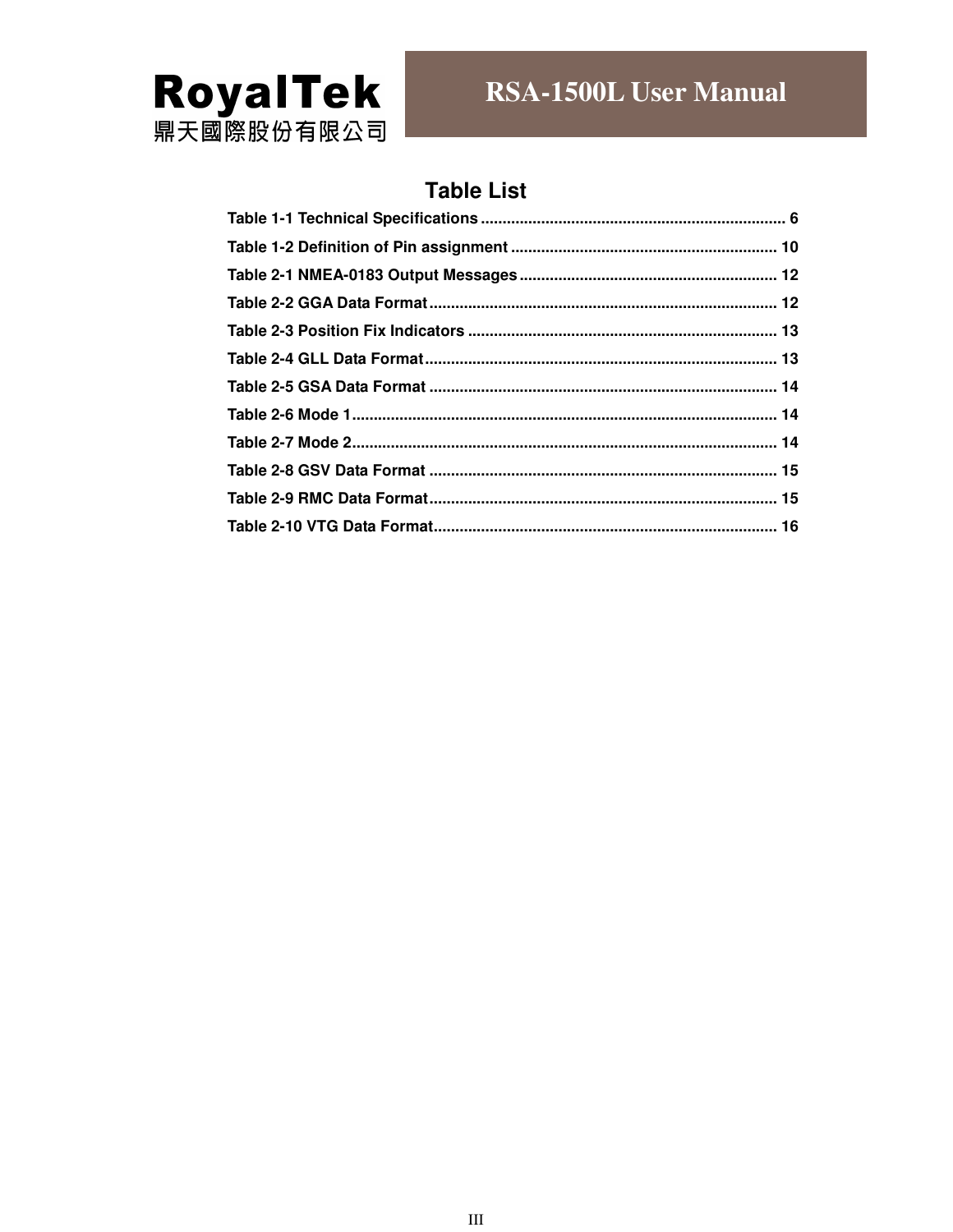# Table List

Table 1-1 Technical Specifications ...................................................................... 6

Table 1-2 Definition of Pin assignment ............................................................. 10

Table 2-1 NMEA-0183 Output Messages ........................................................... 12

Table 2-2 GGA Data Format ................................................................................ 12

Table 2-3 Position Fix Indicators ....................................................................... 13

Table 2-4 GLL Data Format ................................................................................. 13

Table 2-5 GSA Data Format ................................................................................ 14

Table 2-6 Mode 1 ................................................................................................. 14

Table 2-7 Mode 2 ................................................................................................. 14

Table 2-8 GSV Data Format ................................................................................ 15

Table 2-9 RMC Data Format ................................................................................ 15

Table 2-10 VTG Data Format ............................................................................... 16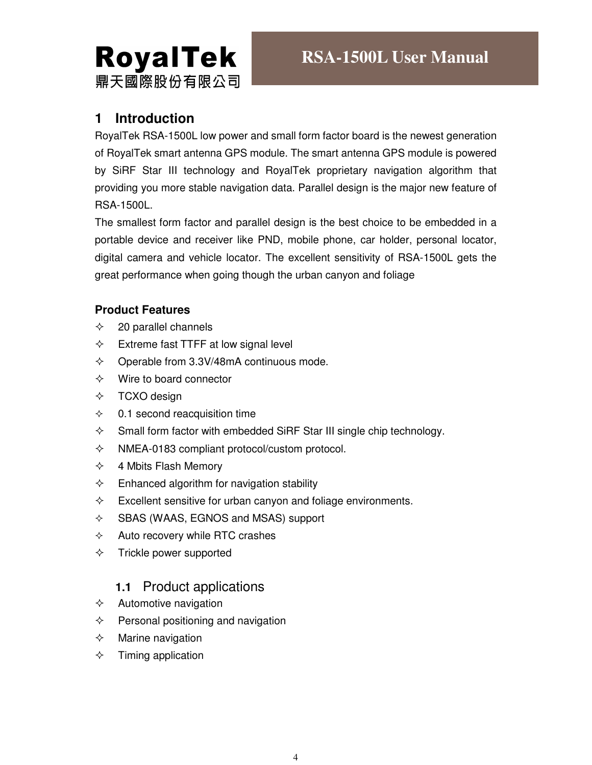# 1 Introduction

RoyalTek RSA-1500L low power and small form factor board is the newest generation of RoyalTek smart antenna GPS module. The smart antenna GPS module is powered by SiRF Star III technology and RoyalTek proprietary navigation algorithm that providing you more stable navigation data. Parallel design is the major new feature of RSA-1500L.

The smallest form factor and parallel design is the best choice to be embedded in a portable device and receiver like PND, mobile phone, car holder, personal locator, digital camera and vehicle locator. The excellent sensitivity of RSA-1500L gets the great performance when going though the urban canyon and foliage

**Product Features**

- 20 parallel channels
- Extreme fast TTFF at low signal level
- Operable from 3.3V/48mA continuous mode.
- Wire to board connector
- TCXO design
- 0.1 second reacquisition time
- Small form factor with embedded SiRF Star III single chip technology.
- NMEA-0183 compliant protocol/custom protocol.
- 4 Mbits Flash Memory
- Enhanced algorithm for navigation stability
- Excellent sensitive for urban canyon and foliage environments.
- SBAS (WAAS, EGNOS and MSAS) support
- Auto recovery while RTC crashes
- Trickle power supported

## 1.1 Product applications

- Automotive navigation
- Personal positioning and navigation
- Marine navigation
- Timing application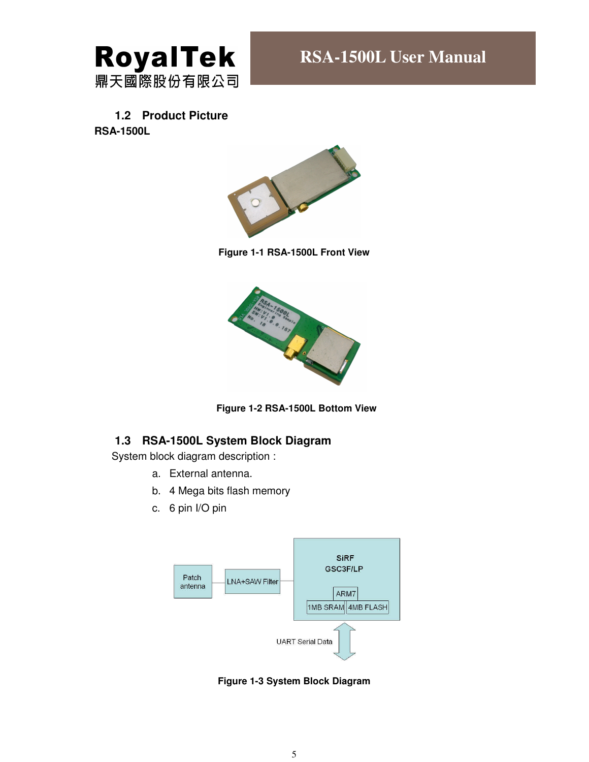## 1.2 Product Picture

**RSA-1500L**

**Figure 1-1 RSA-1500L Front View**

**Figure 1-2 RSA-1500L Bottom View**

## 1.3 RSA-1500L System Block Diagram

System block diagram description :

a. External antenna.

b. 4 Mega bits flash memory

c. 6 pin I/O pin

**Figure 1-3 System Block Diagram**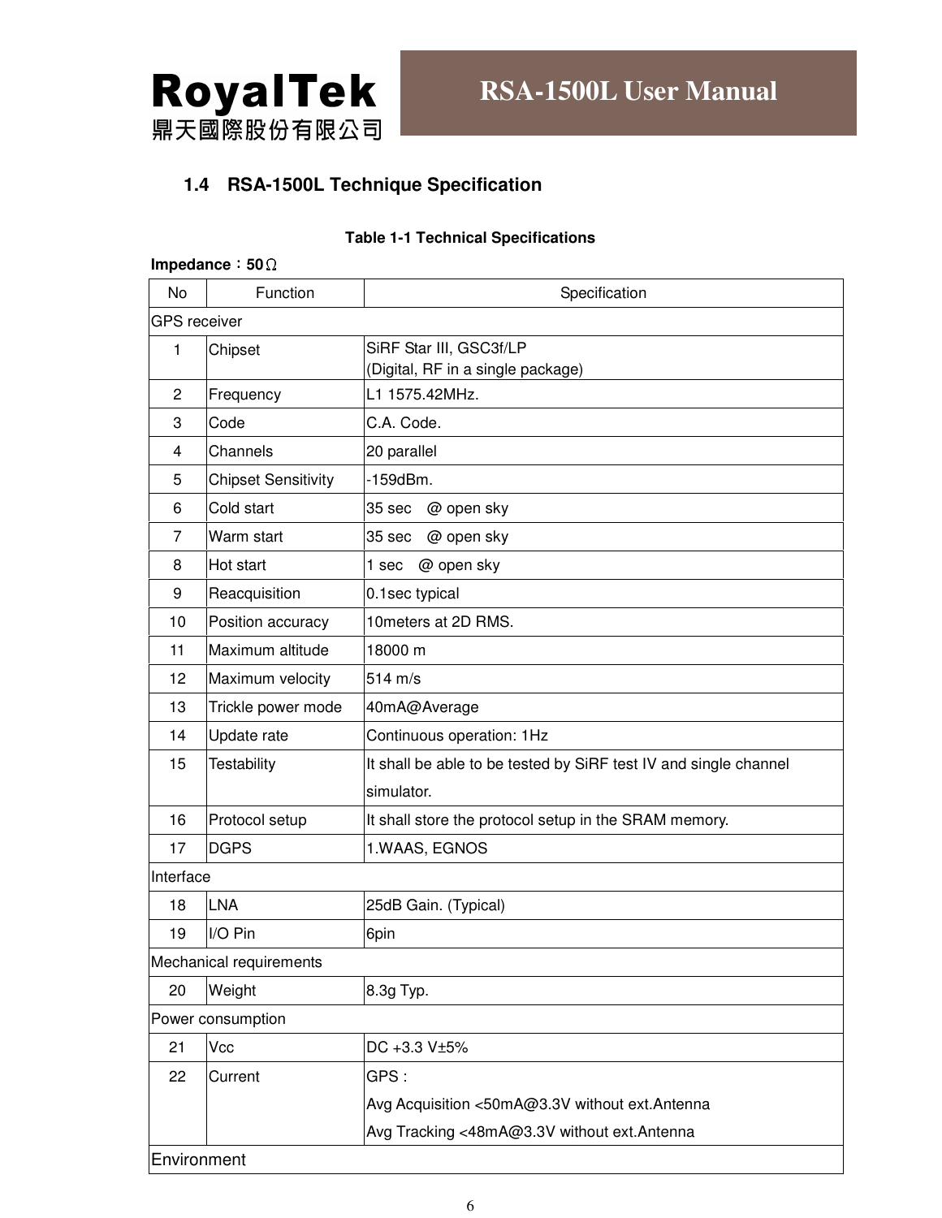### 1.4 RSA-1500L Technique Specification

**Table 1-1 Technical Specifications**

**Impedance：50Ω**

| No | Function | Specification |
|---|---|---|
| GPS receiver | | |
| 1 | Chipset | SiRF Star III, GSC3f/LP<br>(Digital, RF in a single package) |
| 2 | Frequency | L1 1575.42MHz. |
| 3 | Code | C.A. Code. |
| 4 | Channels | 20 parallel |
| 5 | Chipset Sensitivity | -159dBm. |
| 6 | Cold start | 35 sec @ open sky |
| 7 | Warm start | 35 sec @ open sky |
| 8 | Hot start | 1 sec @ open sky |
| 9 | Reacquisition | 0.1sec typical |
| 10 | Position accuracy | 10meters at 2D RMS. |
| 11 | Maximum altitude | 18000 m |
| 12 | Maximum velocity | 514 m/s |
| 13 | Trickle power mode | 40mA@Average |
| 14 | Update rate | Continuous operation: 1Hz |
| 15 | Testability | It shall be able to be tested by SiRF test IV and single channel simulator. |
| 16 | Protocol setup | It shall store the protocol setup in the SRAM memory. |
| 17 | DGPS | 1.WAAS, EGNOS |
| Interface | | |
| 18 | LNA | 25dB Gain. (Typical) |
| 19 | I/O Pin | 6pin |
| Mechanical requirements | | |
| 20 | Weight | 8.3g Typ. |
| Power consumption | | |
| 21 | Vcc | DC +3.3 V±5% |
| 22 | Current | GPS :<br>Avg Acquisition <50mA@3.3V without ext.Antenna<br>Avg Tracking <48mA@3.3V without ext.Antenna |
| Environment | | |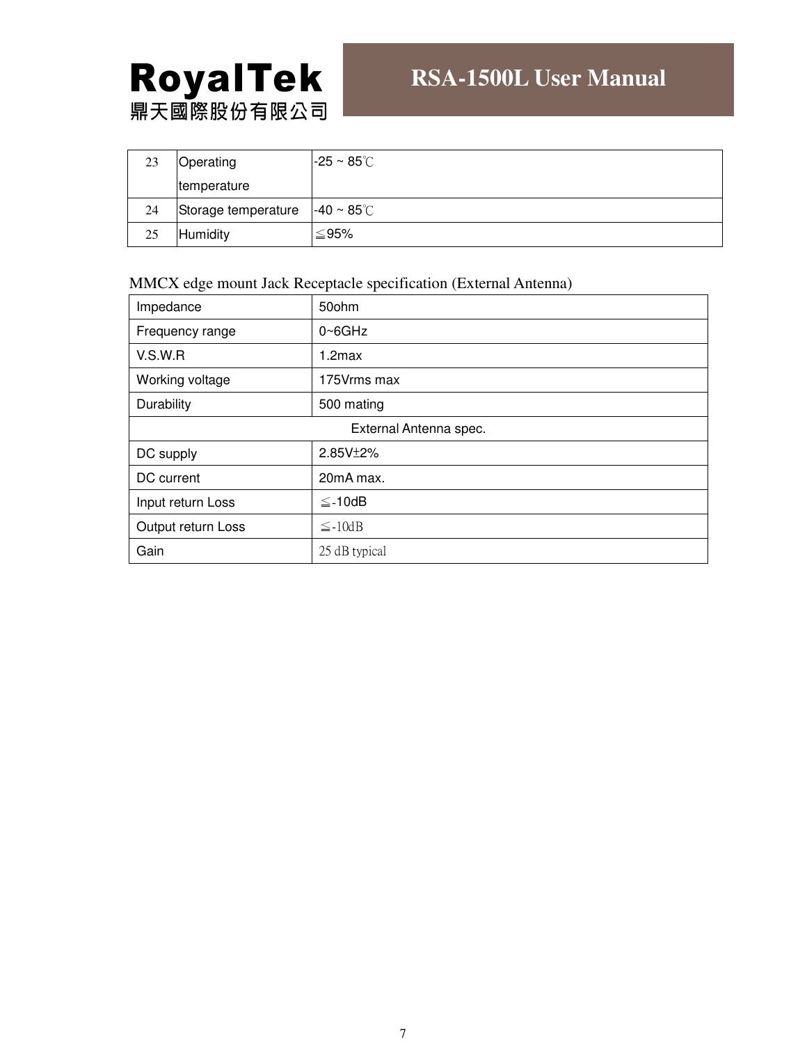| 23 | Operating temperature | -25 ~ 85℃ |
|---|---|---|
| 24 | Storage temperature | -40 ~ 85℃ |
| 25 | Humidity | ≦95% |

MMCX edge mount Jack Receptacle specification (External Antenna)

| Impedance | 50ohm |
|---|---|
| Frequency range | 0~6GHz |
| V.S.W.R | 1.2max |
| Working voltage | 175Vrms max |
| Durability | 500 mating |
| External Antenna spec. | |
| DC supply | 2.85V±2% |
| DC current | 20mA max. |
| Input return Loss | ≦-10dB |
| Output return Loss | ≦-10dB |
| Gain | 25 dB typical |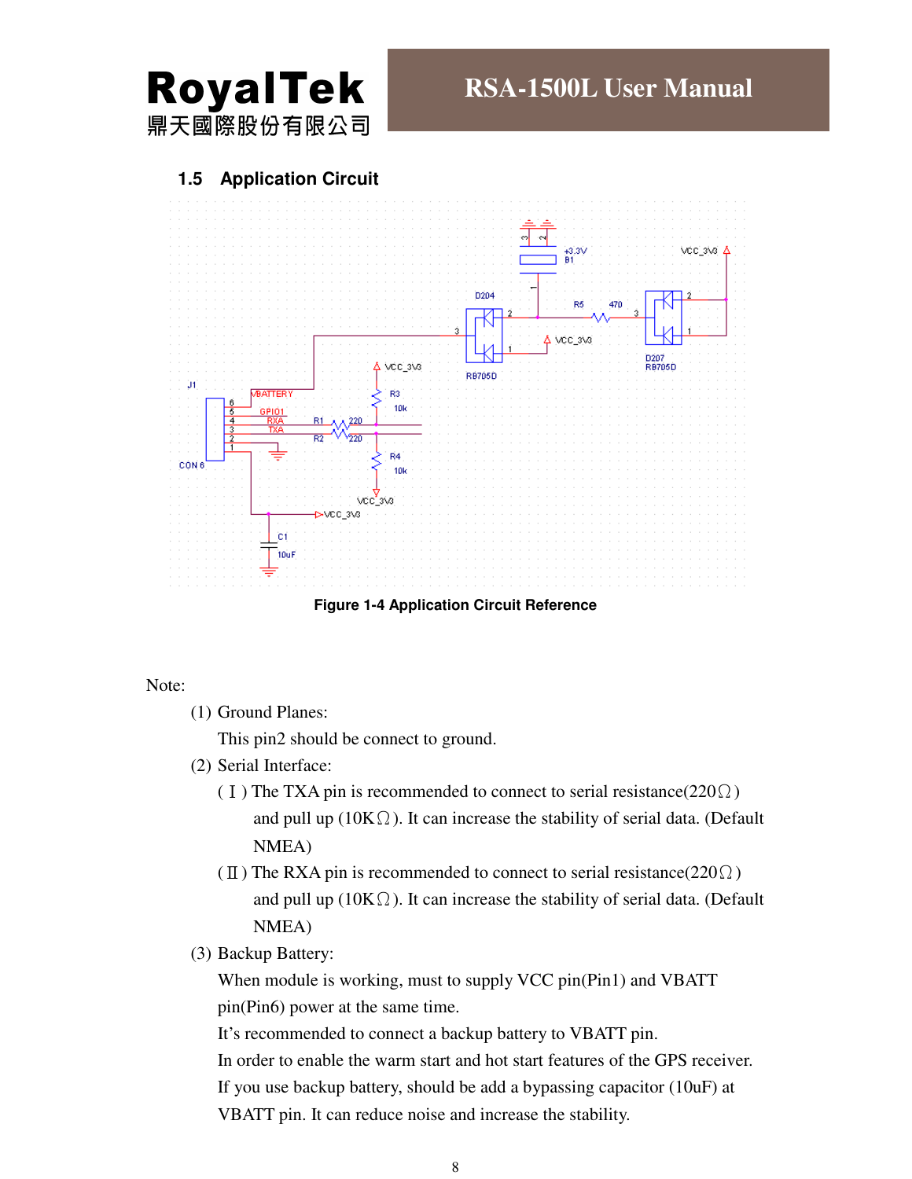## 1.5 Application Circuit

Figure 1-4 Application Circuit Reference

Note:

(1) Ground Planes:

This pin2 should be connect to ground.

(2) Serial Interface:

(Ⅰ) The TXA pin is recommended to connect to serial resistance(220Ω) and pull up (10KΩ). It can increase the stability of serial data. (Default NMEA)

(Ⅱ) The RXA pin is recommended to connect to serial resistance(220Ω) and pull up (10KΩ). It can increase the stability of serial data. (Default NMEA)

(3) Backup Battery:

When module is working, must to supply VCC pin(Pin1) and VBATT pin(Pin6) power at the same time.

It's recommended to connect a backup battery to VBATT pin.

In order to enable the warm start and hot start features of the GPS receiver.

If you use backup battery, should be add a bypassing capacitor (10uF) at VBATT pin. It can reduce noise and increase the stability.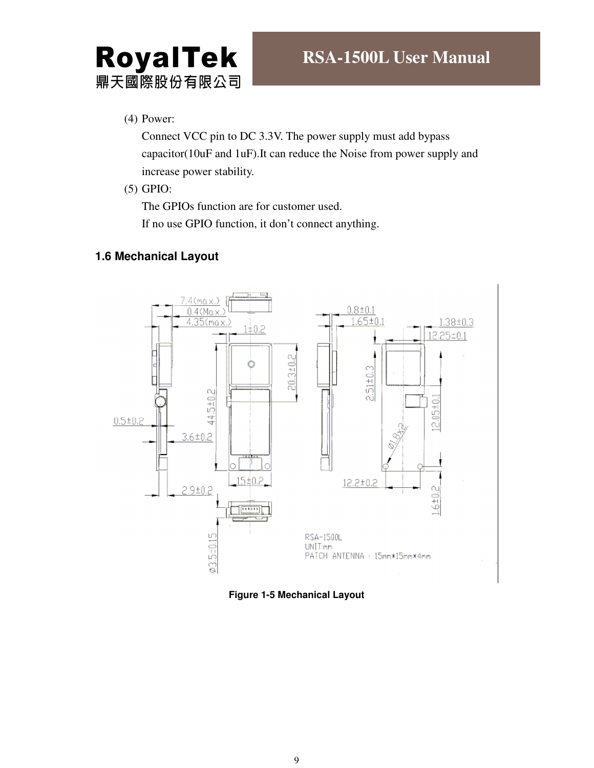(4) Power:

Connect VCC pin to DC 3.3V. The power supply must add bypass capacitor(10uF and 1uF).It can reduce the Noise from power supply and increase power stability.

(5) GPIO:

The GPIOs function are for customer used.

If no use GPIO function, it don't connect anything.

### 1.6 Mechanical Layout

**Figure 1-5 Mechanical Layout**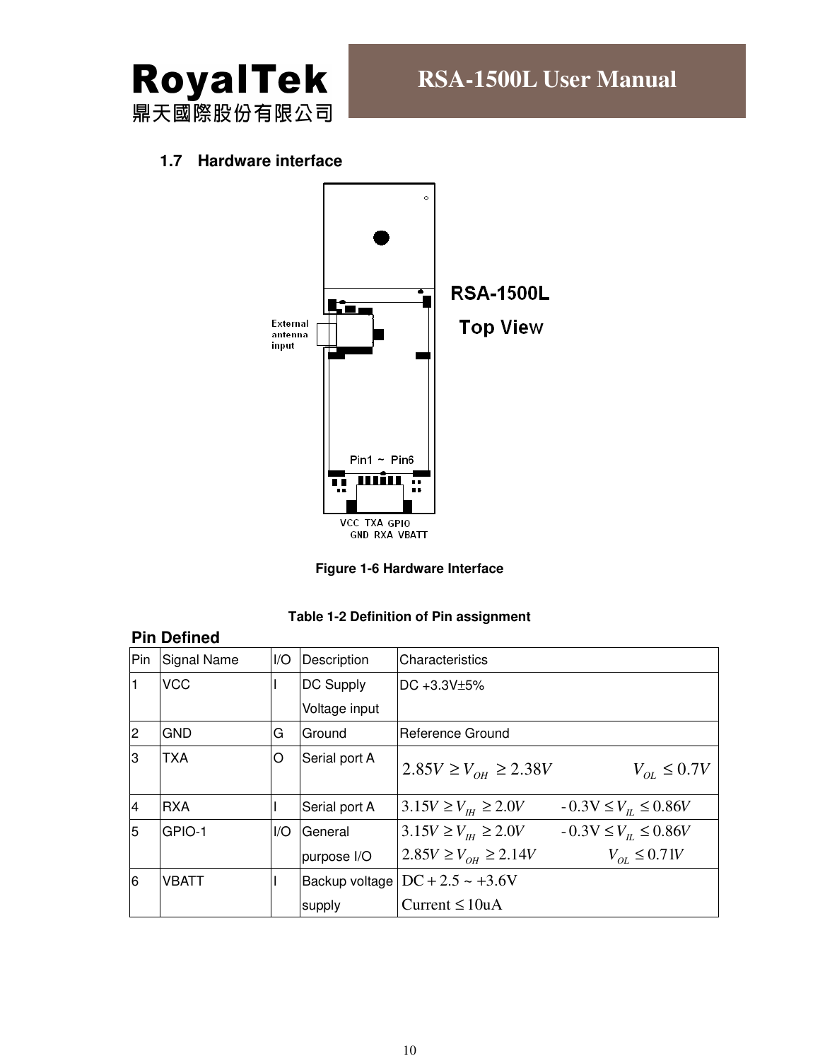### 1.7 Hardware interface

Figure 1-6 Hardware Interface

Table 1-2 Definition of Pin assignment

**Pin Defined**

| Pin | Signal Name | I/O | Description | Characteristics |
|---|---|---|---|---|
| 1 | VCC | I | DC Supply Voltage input | DC +3.3V±5% |
| 2 | GND | G | Ground | Reference Ground |
| 3 | TXA | O | Serial port A | $2.85V \geq V_{OH} \geq 2.38V$ $V_{OL} \leq 0.7V$ |
| 4 | RXA | I | Serial port A | $3.15V \geq V_{IH} \geq 2.0V$ $-0.3V \leq V_{IL} \leq 0.86V$ |
| 5 | GPIO-1 | I/O | General purpose I/O | $3.15V \geq V_{IH} \geq 2.0V$ $-0.3V \leq V_{IL} \leq 0.86V$<br>$2.85V \geq V_{OH} \geq 2.14V$ $V_{OL} \leq 0.71V$ |
| 6 | VBATT | I | Backup voltage supply | DC + 2.5 ~ +3.6V<br>Current ≤ 10uA |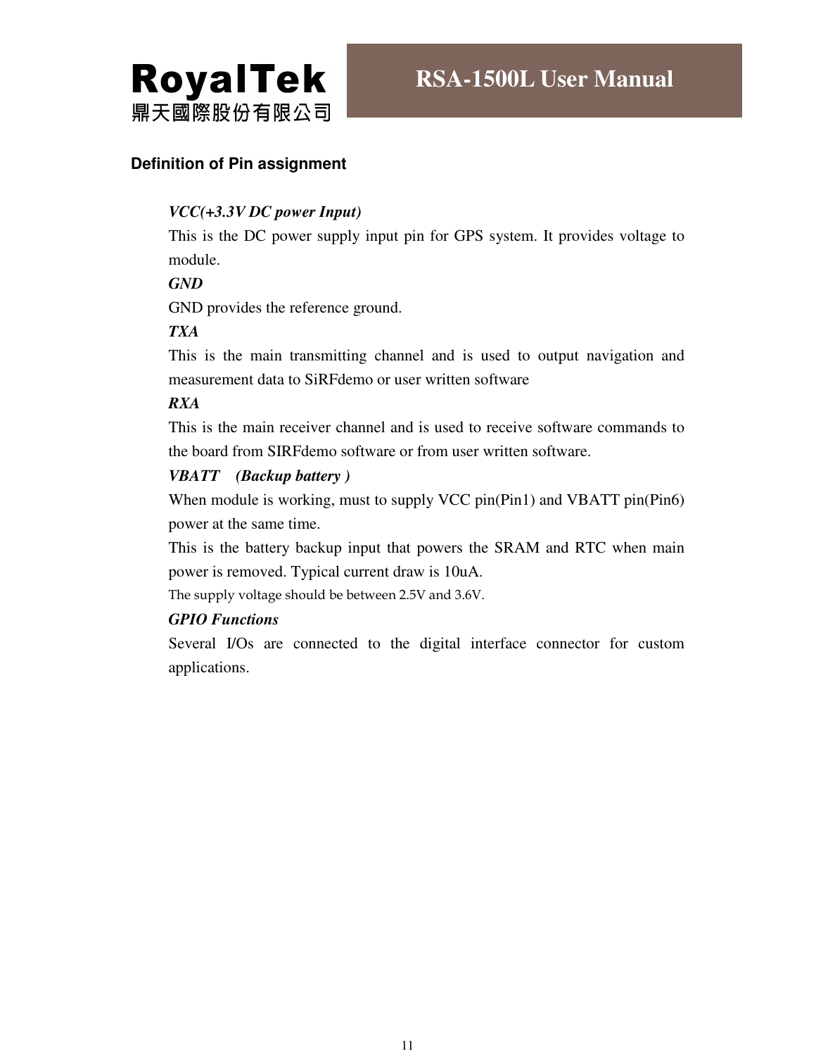## Definition of Pin assignment

***VCC(+3.3V DC power Input)***

This is the DC power supply input pin for GPS system. It provides voltage to module.

***GND***

GND provides the reference ground.

***TXA***

This is the main transmitting channel and is used to output navigation and measurement data to SiRFdemo or user written software

***RXA***

This is the main receiver channel and is used to receive software commands to the board from SIRFdemo software or from user written software.

***VBATT (Backup battery )***

When module is working, must to supply VCC pin(Pin1) and VBATT pin(Pin6) power at the same time.

This is the battery backup input that powers the SRAM and RTC when main power is removed. Typical current draw is 10uA.

The supply voltage should be between 2.5V and 3.6V.

***GPIO Functions***

Several I/Os are connected to the digital interface connector for custom applications.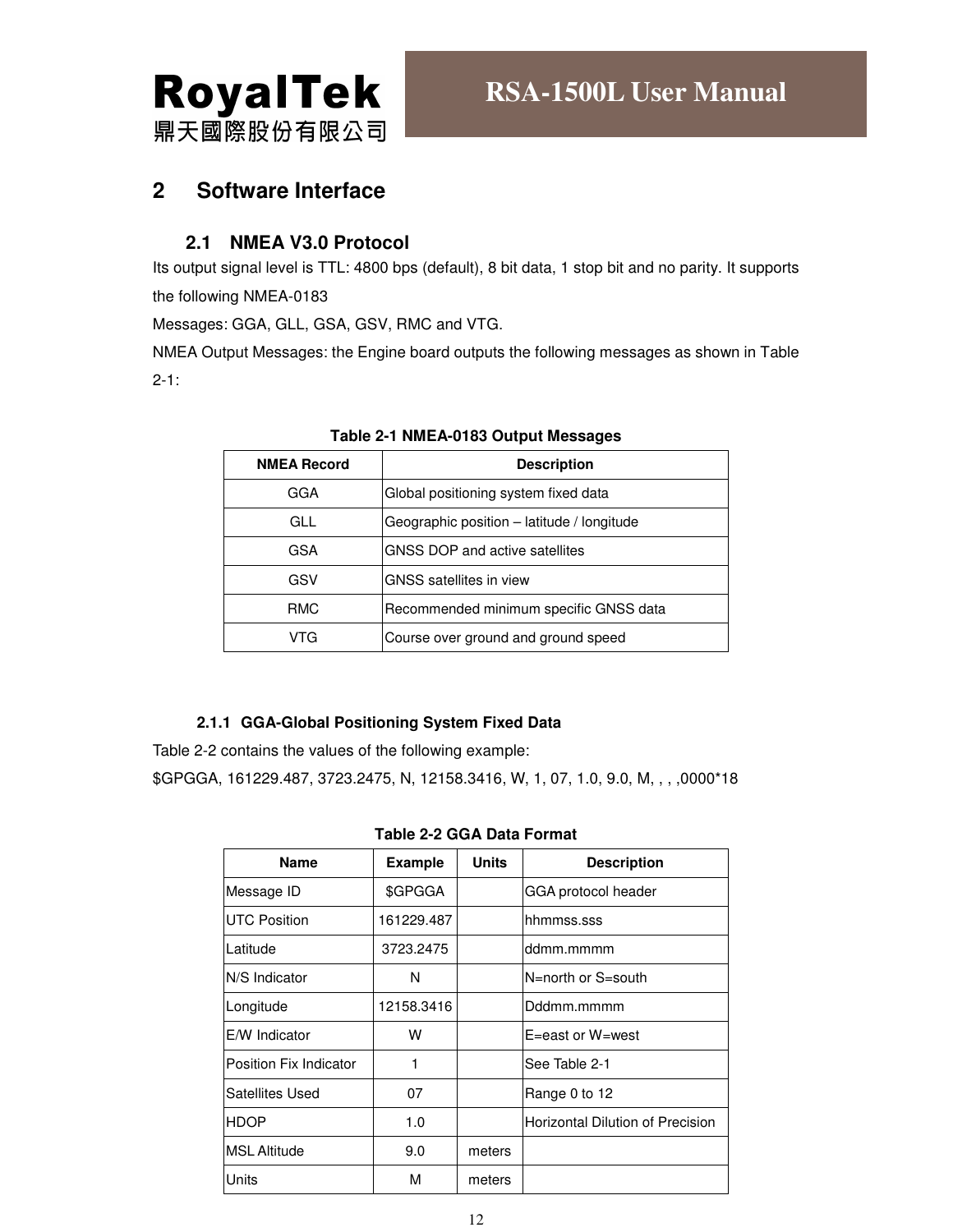## 2 Software Interface

### 2.1 NMEA V3.0 Protocol

Its output signal level is TTL: 4800 bps (default), 8 bit data, 1 stop bit and no parity. It supports the following NMEA-0183

Messages: GGA, GLL, GSA, GSV, RMC and VTG.

NMEA Output Messages: the Engine board outputs the following messages as shown in Table 2-1:

**Table 2-1 NMEA-0183 Output Messages**

| NMEA Record | Description |
|---|---|
| GGA | Global positioning system fixed data |
| GLL | Geographic position – latitude / longitude |
| GSA | GNSS DOP and active satellites |
| GSV | GNSS satellites in view |
| RMC | Recommended minimum specific GNSS data |
| VTG | Course over ground and ground speed |

#### 2.1.1 GGA-Global Positioning System Fixed Data

Table 2-2 contains the values of the following example:

$GPGGA, 161229.487, 3723.2475, N, 12158.3416, W, 1, 07, 1.0, 9.0, M, , , ,0000*18

**Table 2-2 GGA Data Format**

| Name | Example | Units | Description |
|---|---|---|---|
| Message ID | $GPGGA | | GGA protocol header |
| UTC Position | 161229.487 | | hhmmss.sss |
| Latitude | 3723.2475 | | ddmm.mmmm |
| N/S Indicator | N | | N=north or S=south |
| Longitude | 12158.3416 | | Dddmm.mmmm |
| E/W Indicator | W | | E=east or W=west |
| Position Fix Indicator | 1 | | See Table 2-1 |
| Satellites Used | 07 | | Range 0 to 12 |
| HDOP | 1.0 | | Horizontal Dilution of Precision |
| MSL Altitude | 9.0 | meters | |
| Units | M | meters | |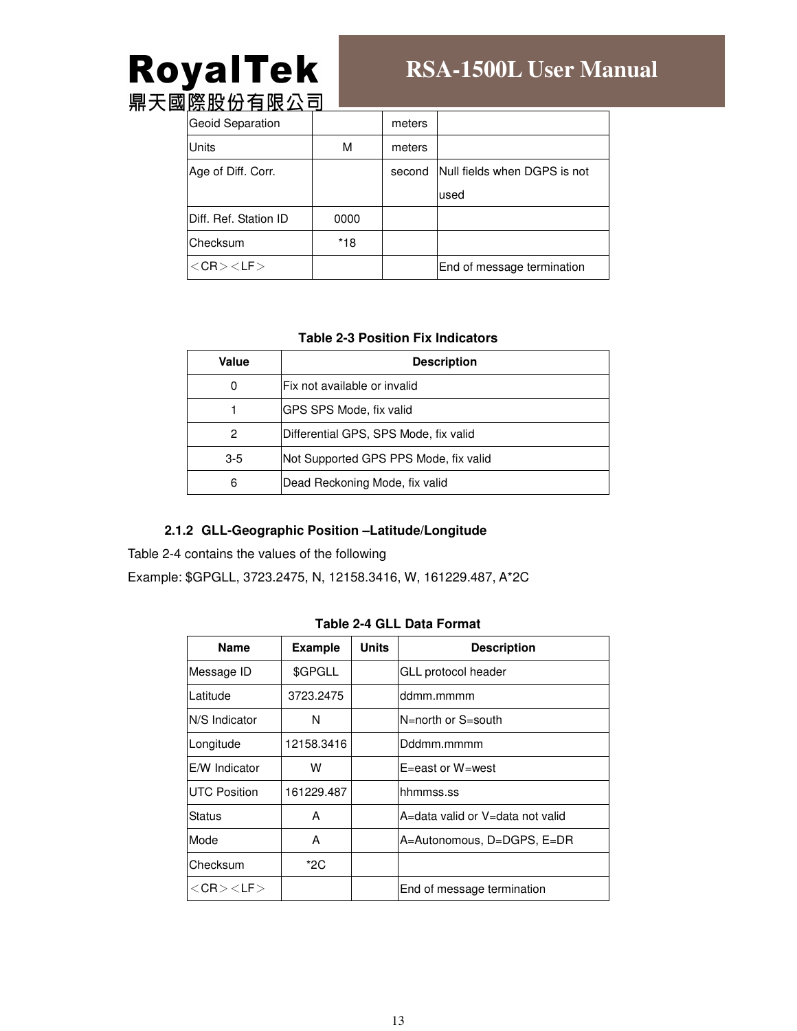| Geoid Separation | | meters | |
|---|---|---|---|
| Units | M | meters | |
| Age of Diff. Corr. | | second | Null fields when DGPS is not used |
| Diff. Ref. Station ID | 0000 | | |
| Checksum | *18 | | |
| ＜CR＞＜LF＞ | | | End of message termination |

**Table 2-3 Position Fix Indicators**

| Value | Description |
|---|---|
| 0 | Fix not available or invalid |
| 1 | GPS SPS Mode, fix valid |
| 2 | Differential GPS, SPS Mode, fix valid |
| 3-5 | Not Supported GPS PPS Mode, fix valid |
| 6 | Dead Reckoning Mode, fix valid |

### 2.1.2 GLL-Geographic Position –Latitude/Longitude

Table 2-4 contains the values of the following

Example: $GPGLL, 3723.2475, N, 12158.3416, W, 161229.487, A*2C

**Table 2-4 GLL Data Format**

| Name | Example | Units | Description |
|---|---|---|---|
| Message ID | $GPGLL | | GLL protocol header |
| Latitude | 3723.2475 | | ddmm.mmmm |
| N/S Indicator | N | | N=north or S=south |
| Longitude | 12158.3416 | | Dddmm.mmmm |
| E/W Indicator | W | | E=east or W=west |
| UTC Position | 161229.487 | | hhmmss.ss |
| Status | A | | A=data valid or V=data not valid |
| Mode | A | | A=Autonomous, D=DGPS, E=DR |
| Checksum | *2C | | |
| ＜CR＞＜LF＞ | | | End of message termination |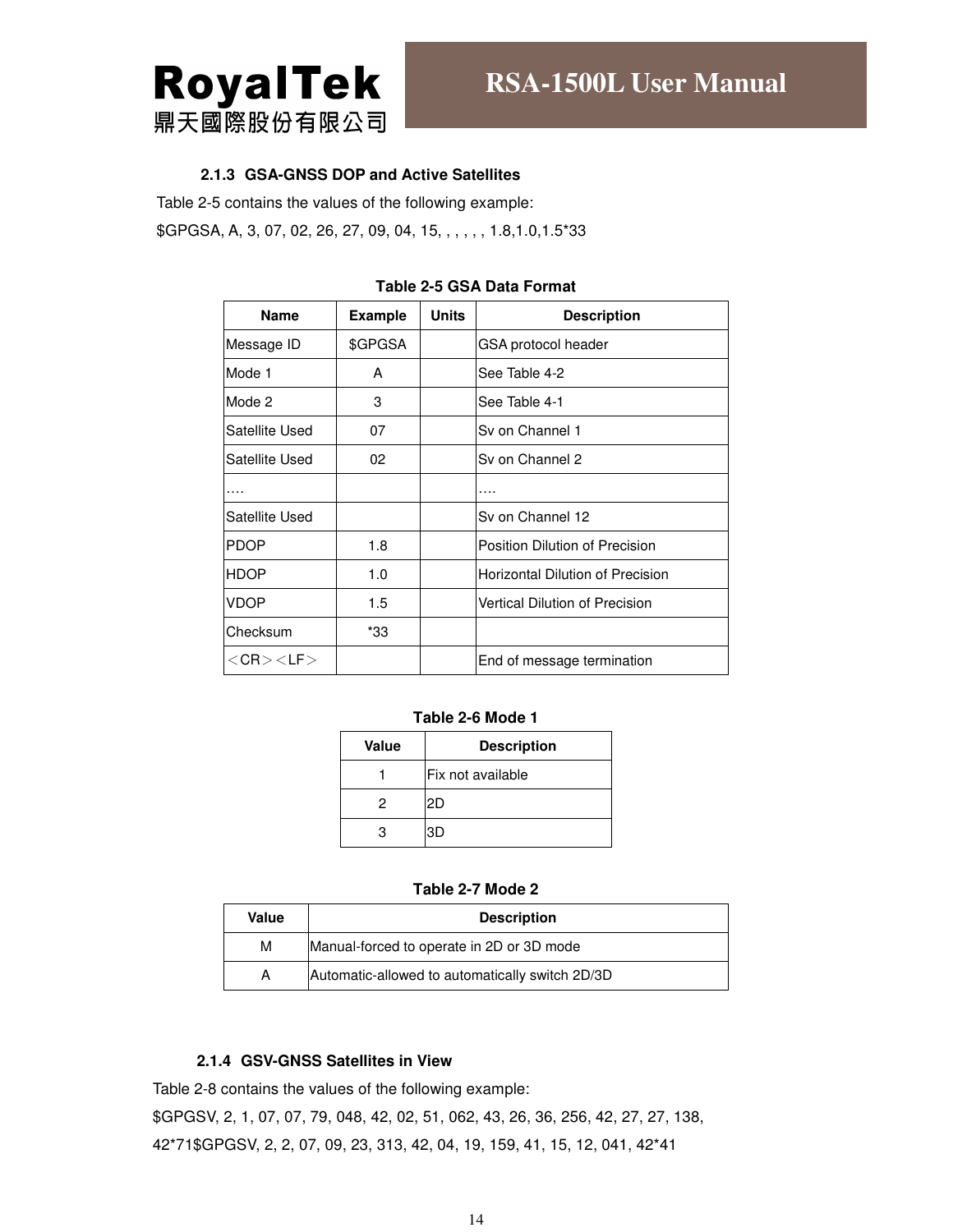### 2.1.3 GSA-GNSS DOP and Active Satellites

Table 2-5 contains the values of the following example:

$GPGSA, A, 3, 07, 02, 26, 27, 09, 04, 15, , , , , , 1.8,1.0,1.5*33

**Table 2-5 GSA Data Format**

| Name | Example | Units | Description |
|---|---|---|---|
| Message ID | $GPGSA | | GSA protocol header |
| Mode 1 | A | | See Table 4-2 |
| Mode 2 | 3 | | See Table 4-1 |
| Satellite Used | 07 | | Sv on Channel 1 |
| Satellite Used | 02 | | Sv on Channel 2 |
| …. | | | …. |
| Satellite Used | | | Sv on Channel 12 |
| PDOP | 1.8 | | Position Dilution of Precision |
| HDOP | 1.0 | | Horizontal Dilution of Precision |
| VDOP | 1.5 | | Vertical Dilution of Precision |
| Checksum | *33 | | |
| ＜CR＞＜LF＞ | | | End of message termination |

**Table 2-6 Mode 1**

| Value | Description |
|---|---|
| 1 | Fix not available |
| 2 | 2D |
| 3 | 3D |

**Table 2-7 Mode 2**

| Value | Description |
|---|---|
| M | Manual-forced to operate in 2D or 3D mode |
| A | Automatic-allowed to automatically switch 2D/3D |

### 2.1.4 GSV-GNSS Satellites in View

Table 2-8 contains the values of the following example:

$GPGSV, 2, 1, 07, 07, 79, 048, 42, 02, 51, 062, 43, 26, 36, 256, 42, 27, 27, 138, 42*71$GPGSV, 2, 2, 07, 09, 23, 313, 42, 04, 19, 159, 41, 15, 12, 041, 42*41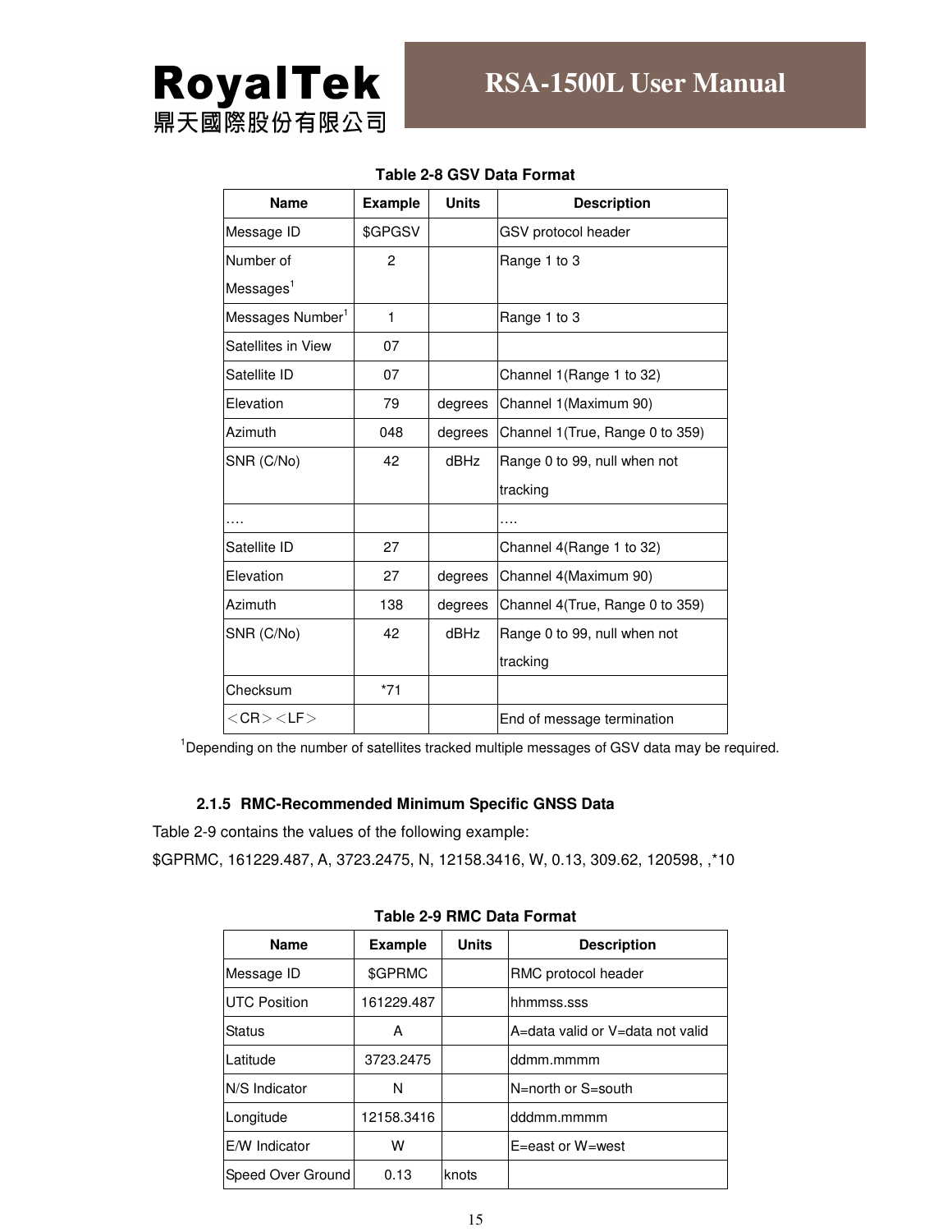**Table 2-8 GSV Data Format**

| Name | Example | Units | Description |
|---|---|---|---|
| Message ID | $GPGSV |  | GSV protocol header |
| Number of Messages[1] | 2 |  | Range 1 to 3 |
| Messages Number[1] | 1 |  | Range 1 to 3 |
| Satellites in View | 07 |  |  |
| Satellite ID | 07 |  | Channel 1(Range 1 to 32) |
| Elevation | 79 | degrees | Channel 1(Maximum 90) |
| Azimuth | 048 | degrees | Channel 1(True, Range 0 to 359) |
| SNR (C/No) | 42 | dBHz | Range 0 to 99, null when not tracking |
| …. |  |  | …. |
| Satellite ID | 27 |  | Channel 4(Range 1 to 32) |
| Elevation | 27 | degrees | Channel 4(Maximum 90) |
| Azimuth | 138 | degrees | Channel 4(True, Range 0 to 359) |
| SNR (C/No) | 42 | dBHz | Range 0 to 99, null when not tracking |
| Checksum | *71 |  |  |
| ＜CR＞＜LF＞ |  |  | End of message termination |

[1]Depending on the number of satellites tracked multiple messages of GSV data may be required.

### 2.1.5 RMC-Recommended Minimum Specific GNSS Data

Table 2-9 contains the values of the following example:

$GPRMC, 161229.487, A, 3723.2475, N, 12158.3416, W, 0.13, 309.62, 120598, ,*10

**Table 2-9 RMC Data Format**

| Name | Example | Units | Description |
|---|---|---|---|
| Message ID | $GPRMC |  | RMC protocol header |
| UTC Position | 161229.487 |  | hhmmss.sss |
| Status | A |  | A=data valid or V=data not valid |
| Latitude | 3723.2475 |  | ddmm.mmmm |
| N/S Indicator | N |  | N=north or S=south |
| Longitude | 12158.3416 |  | dddmm.mmmm |
| E/W Indicator | W |  | E=east or W=west |
| Speed Over Ground | 0.13 | knots |  |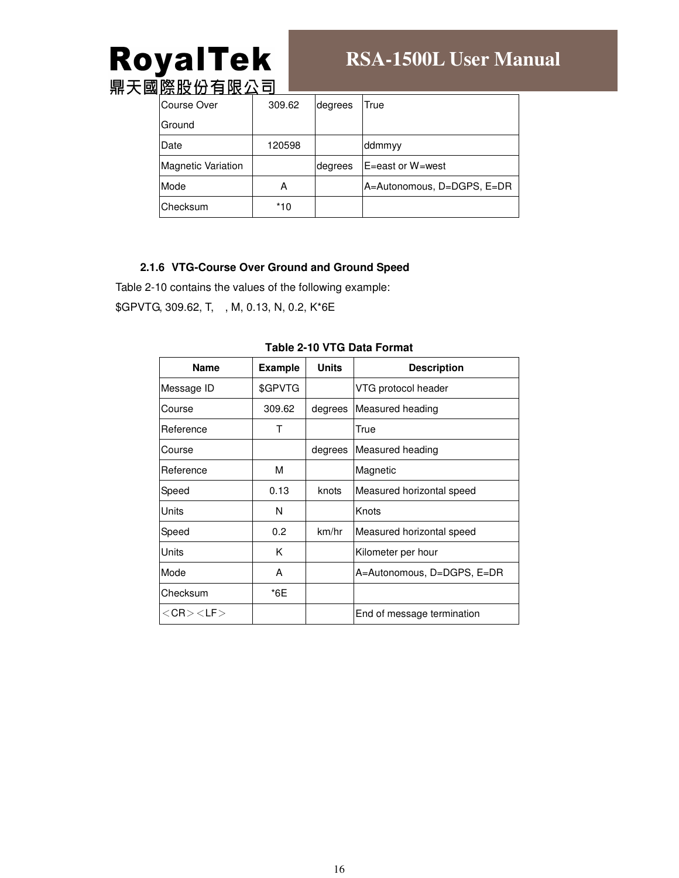| Course Over Ground | 309.62 | degrees | True |
|---|---|---|---|
| Date | 120598 | | ddmmyy |
| Magnetic Variation | | degrees | E=east or W=west |
| Mode | A | | A=Autonomous, D=DGPS, E=DR |
| Checksum | *10 | | |

### 2.1.6 VTG-Course Over Ground and Ground Speed

Table 2-10 contains the values of the following example:

$GPVTG, 309.62, T, , M, 0.13, N, 0.2, K*6E

**Table 2-10 VTG Data Format**

| Name | Example | Units | Description |
|---|---|---|---|
| Message ID | $GPVTG | | VTG protocol header |
| Course | 309.62 | degrees | Measured heading |
| Reference | T | | True |
| Course | | degrees | Measured heading |
| Reference | M | | Magnetic |
| Speed | 0.13 | knots | Measured horizontal speed |
| Units | N | | Knots |
| Speed | 0.2 | km/hr | Measured horizontal speed |
| Units | K | | Kilometer per hour |
| Mode | A | | A=Autonomous, D=DGPS, E=DR |
| Checksum | *6E | | |
| ＜CR＞＜LF＞ | | | End of message termination |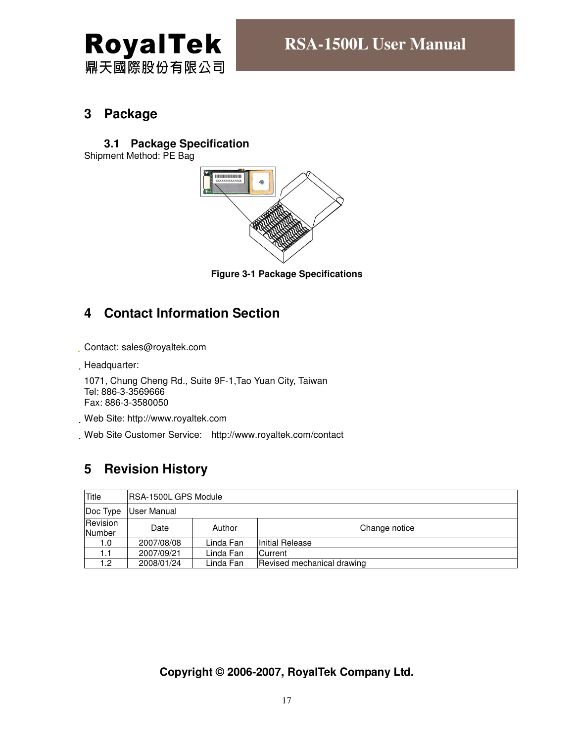# 3 Package

## 3.1 Package Specification

Shipment Method: PE Bag

Figure 3-1 Package Specifications

# 4 Contact Information Section

- Contact: sales@royaltek.com
- Headquarter:

  1071, Chung Cheng Rd., Suite 9F-1,Tao Yuan City, Taiwan
  Tel: 886-3-3569666
  Fax: 886-3-3580050
- Web Site: http://www.royaltek.com
- Web Site Customer Service: http://www.royaltek.com/contact

# 5 Revision History

| | | | |
|---|---|---|---|
| Title | RSA-1500L GPS Module | | |
| Doc Type | User Manual | | |
| Revision Number | Date | Author | Change notice |
| 1.0 | 2007/08/08 | Linda Fan | Initial Release |
| 1.1 | 2007/09/21 | Linda Fan | Current |
| 1.2 | 2008/01/24 | Linda Fan | Revised mechanical drawing |

**Copyright © 2006-2007, RoyalTek Company Ltd.**